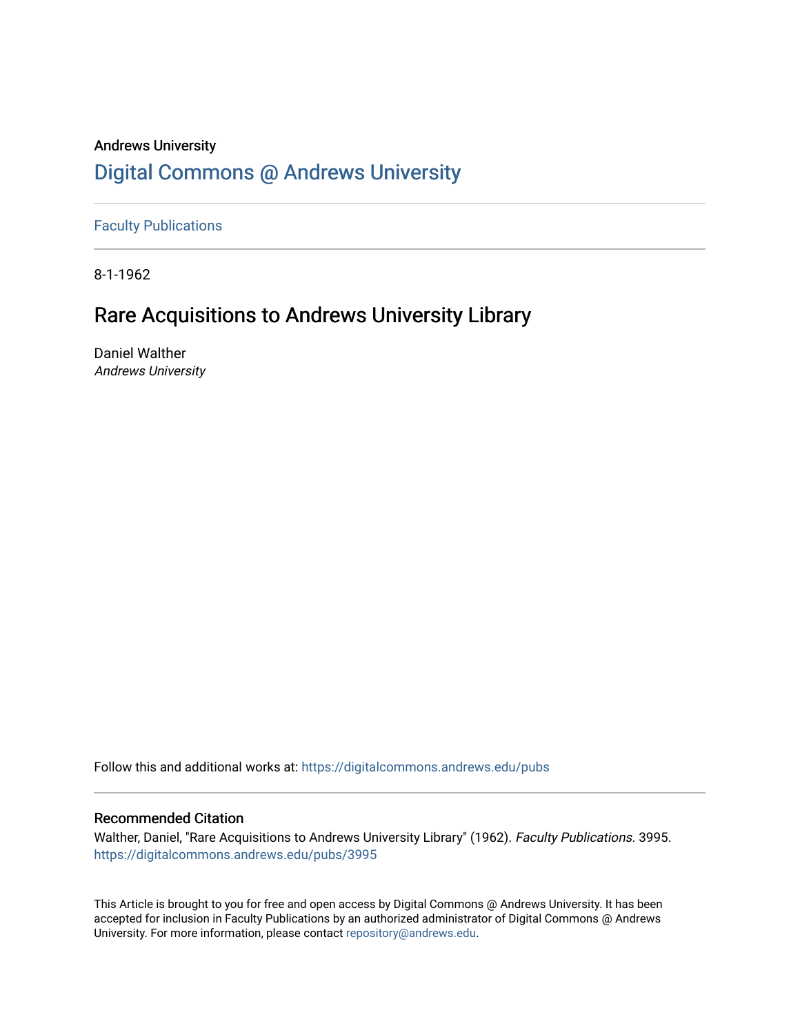Andrews University

# Digital Commons @ Andrews University

Faculty Publications

8-1-1962

## Rare Acquisitions to Andrews University Library

Daniel Walther
*Andrews University*

Follow this and additional works at: https://digitalcommons.andrews.edu/pubs

### Recommended Citation

Walther, Daniel, "Rare Acquisitions to Andrews University Library" (1962). *Faculty Publications*. 3995.
https://digitalcommons.andrews.edu/pubs/3995

This Article is brought to you for free and open access by Digital Commons @ Andrews University. It has been accepted for inclusion in Faculty Publications by an authorized administrator of Digital Commons @ Andrews University. For more information, please contact repository@andrews.edu.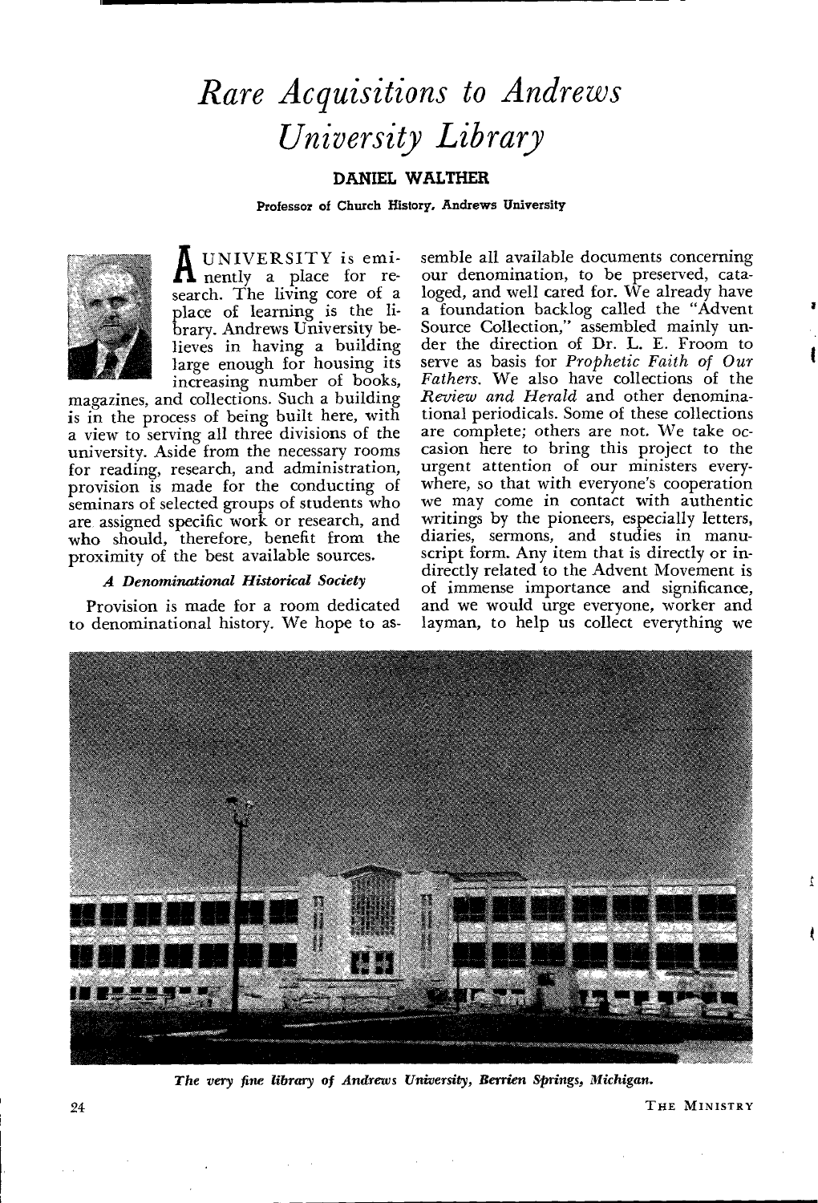# *Rare Acquisitions to Andrews University Library*

**DANIEL WALTHER**

**Professor of Church History, Andrews University**

A UNIVERSITY is eminently a place for research. The living core of a place of learning is the library. Andrews University believes in having a building large enough for housing its increasing number of books, magazines, and collections. Such a building is in the process of being built here, with a view to serving all three divisions of the university. Aside from the necessary rooms for reading, research, and administration, provision is made for the conducting of seminars of selected groups of students who are assigned specific work or research, and who should, therefore, benefit from the proximity of the best available sources.

### *A Denominational Historical Society*

Provision is made for a room dedicated to denominational history. We hope to assemble all available documents concerning our denomination, to be preserved, cataloged, and well cared for. We already have a foundation backlog called the "Advent Source Collection," assembled mainly under the direction of Dr. L. E. Froom to serve as basis for *Prophetic Faith of Our Fathers.* We also have collections of the *Review and Herald* and other denominational periodicals. Some of these collections are complete; others are not. We take occasion here to bring this project to the urgent attention of our ministers everywhere, so that with everyone's cooperation we may come in contact with authentic writings by the pioneers, especially letters, diaries, sermons, and studies in manuscript form. Any item that is directly or indirectly related to the Advent Movement is of immense importance and significance, and we would urge everyone, worker and layman, to help us collect everything we

*The very fine library of Andrews University, Berrien Springs, Michigan.*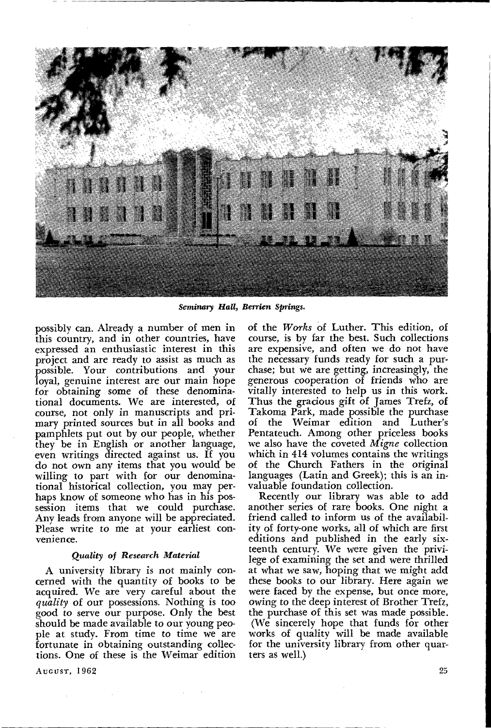*Seminary Hall, Berrien Springs.*

possibly can. Already a number of men in this country, and in other countries, have expressed an enthusiastic interest in this project and are ready to assist as much as possible. Your contributions and your loyal, genuine interest are our main hope for obtaining some of these denominational documents. We are interested, of course, not only in manuscripts and primary printed sources but in all books and pamphlets put out by our people, whether they be in English or another language, even writings directed against us. If you do not own any items that you would be willing to part with for our denominational historical collection, you may perhaps know of someone who has in his possession items that we could purchase. Any leads from anyone will be appreciated. Please write to me at your earliest convenience.

### *Quality of Research Material*

A university library is not mainly concerned with the quantity of books to be acquired. We are very careful about the *quality* of our possessions. Nothing is too good to serve our purpose. Only the best should be made available to our young people at study. From time to time we are fortunate in obtaining outstanding collections. One of these is the Weimar edition of the *Works* of Luther. This edition, of course, is by far the best. Such collections are expensive, and often we do not have the necessary funds ready for such a purchase; but we are getting, increasingly, the generous cooperation of friends who are vitally interested to help us in this work. Thus the gracious gift of James Trefz, of Takoma Park, made possible the purchase of the Weimar edition and Luther's Pentateuch. Among other priceless books we also have the coveted *Migne* collection which in 414 volumes contains the writings of the Church Fathers in the original languages (Latin and Greek); this is an invaluable foundation collection.

Recently our library was able to add another series of rare books. One night a friend called to inform us of the availability of forty-one works, all of which are first editions and published in the early sixteenth century. We were given the privilege of examining the set and were thrilled at what we saw, hoping that we might add these books to our library. Here again we were faced by the expense, but once more, owing to the deep interest of Brother Trefz, the purchase of this set was made possible. (We sincerely hope that funds for other works of quality will be made available for the university library from other quarters as well.)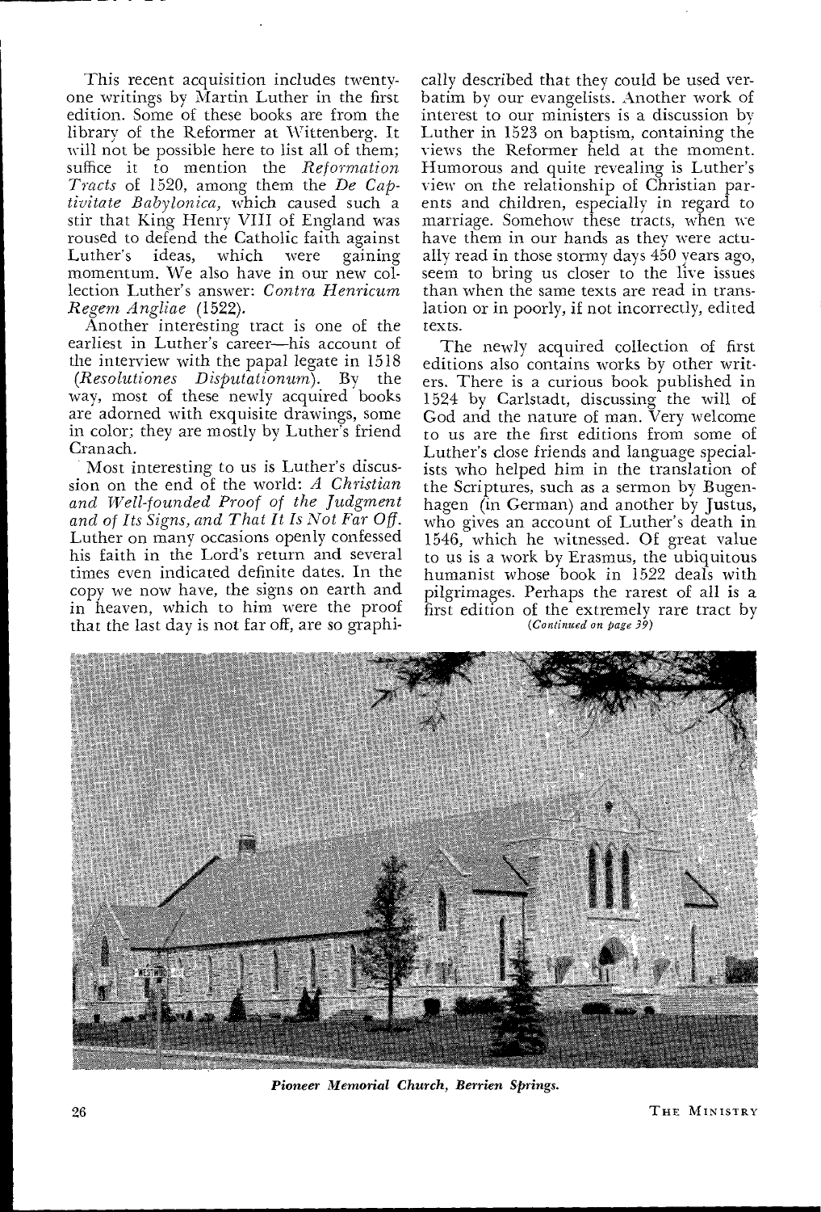This recent acquisition includes twenty-one writings by Martin Luther in the first edition. Some of these books are from the library of the Reformer at Wittenberg. It will not be possible here to list all of them; suffice it to mention the *Reformation Tracts* of 1520, among them the *De Captivitate Babylonica,* which caused such a stir that King Henry VIII of England was roused to defend the Catholic faith against Luther's ideas, which were gaining momentum. We also have in our new collection Luther's answer: *Contra Henricum Regem Angliae* (1522).

Another interesting tract is one of the earliest in Luther's career—his account of the interview with the papal legate in 1518 (*Resolutiones Disputationum*). By the way, most of these newly acquired books are adorned with exquisite drawings, some in color; they are mostly by Luther's friend Cranach.

Most interesting to us is Luther's discussion on the end of the world: *A Christian and Well-founded Proof of the Judgment and of Its Signs, and That It Is Not Far Off.* Luther on many occasions openly confessed his faith in the Lord's return and several times even indicated definite dates. In the copy we now have, the signs on earth and in heaven, which to him were the proof that the last day is not far off, are so graphically described that they could be used verbatim by our evangelists. Another work of interest to our ministers is a discussion by Luther in 1523 on baptism, containing the views the Reformer held at the moment. Humorous and quite revealing is Luther's view on the relationship of Christian parents and children, especially in regard to marriage. Somehow these tracts, when we have them in our hands as they were actually read in those stormy days 450 years ago, seem to bring us closer to the live issues than when the same texts are read in translation or in poorly, if not incorrectly, edited texts.

The newly acquired collection of first editions also contains works by other writers. There is a curious book published in 1524 by Carlstadt, discussing the will of God and the nature of man. Very welcome to us are the first editions from some of Luther's close friends and language specialists who helped him in the translation of the Scriptures, such as a sermon by Bugenhagen (in German) and another by Justus, who gives an account of Luther's death in 1546, which he witnessed. Of great value to us is a work by Erasmus, the ubiquitous humanist whose book in 1522 deals with pilgrimages. Perhaps the rarest of all is a first edition of the extremely rare tract by

*(Continued on page 39)*

*Pioneer Memorial Church, Berrien Springs.*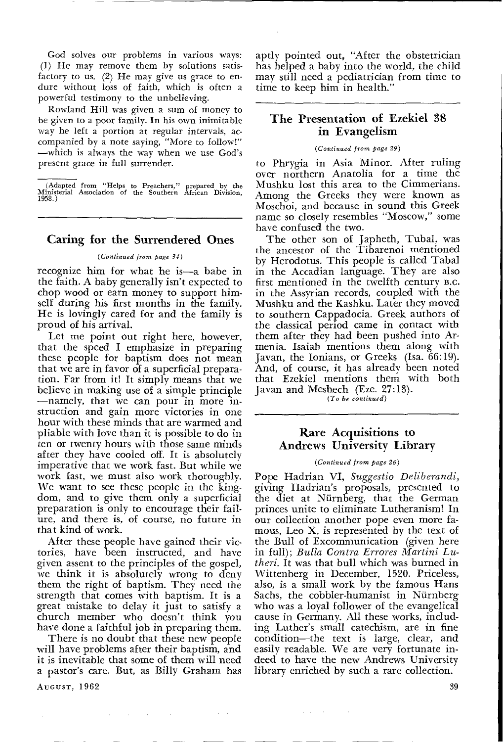God solves our problems in various ways: (1) He may remove them by solutions satisfactory to us. (2) He may give us grace to endure without loss of faith, which is often a powerful testimony to the unbelieving.

Rowland Hill was given a sum of money to be given to a poor family. In his own inimitable way he left a portion at regular intervals, accompanied by a note saying, "More to follow!"—which is always the way when we use God's present grace in full surrender.

(Adapted from "Helps to Preachers," prepared by the Ministerial Association of the Southern African Division, 1958.)

## Caring for the Surrendered Ones

*(Continued from page 34)*

recognize him for what he is—a babe in the faith. A baby generally isn't expected to chop wood or earn money to support himself during his first months in the family. He is lovingly cared for and the family is proud of his arrival.

Let me point out right here, however, that the speed I emphasize in preparing these people for baptism does not mean that we are in favor of a superficial preparation. Far from it! It simply means that we believe in making use of a simple principle—namely, that we can pour in more instruction and gain more victories in one hour with these minds that are warmed and pliable with love than it is possible to do in ten or twenty hours with those same minds after they have cooled off. It is absolutely imperative that we work fast. But while we work fast, we must also work thoroughly. We want to see these people in the kingdom, and to give them only a superficial preparation is only to encourage their failure, and there is, of course, no future in that kind of work.

After these people have gained their victories, have been instructed, and have given assent to the principles of the gospel, we think it is absolutely wrong to deny them the right of baptism. They need the strength that comes with baptism. It is a great mistake to delay it just to satisfy a church member who doesn't think you have done a faithful job in preparing them.

There is no doubt that these new people will have problems after their baptism, and it is inevitable that some of them will need a pastor's care. But, as Billy Graham has aptly pointed out, "After the obstetrician has helped a baby into the world, the child may still need a pediatrician from time to time to keep him in health."

## The Presentation of Ezekiel 38 in Evangelism

*(Continued from page 29)*

to Phrygia in Asia Minor. After ruling over northern Anatolia for a time the Mushku lost this area to the Cimmerians. Among the Greeks they were known as Moschoi, and because in sound this Greek name so closely resembles "Moscow," some have confused the two.

The other son of Japheth, Tubal, was the ancestor of the Tibarenoi mentioned by Herodotus. This people is called Tabal in the Accadian language. They are also first mentioned in the twelfth century B.C. in the Assyrian records, coupled with the Mushku and the Kashku. Later they moved to southern Cappadocia. Greek authors of the classical period came in contact with them after they had been pushed into Armenia. Isaiah mentions them along with Javan, the Ionians, or Greeks (Isa. 66:19). And, of course, it has already been noted that Ezekiel mentions them with both Javan and Meshech (Eze. 27:13).

*(To be continued)*

## Rare Acquisitions to Andrews University Library

*(Continued from page 26)*

Pope Hadrian VI, *Suggestio Deliberandi*, giving Hadrian's proposals, presented to the diet at Nürnberg, that the German princes unite to eliminate Lutheranism! In our collection another pope even more famous, Leo X, is represented by the text of the Bull of Excommunication (given here in full); *Bulla Contra Errores Martini Lutheri*. It was that bull which was burned in Wittenberg in December, 1520. Priceless, also, is a small work by the famous Hans Sachs, the cobbler-humanist in Nürnberg who was a loyal follower of the evangelical cause in Germany. All these works, including Luther's small catechism, are in fine condition—the text is large, clear, and easily readable. We are very fortunate indeed to have the new Andrews University library enriched by such a rare collection.